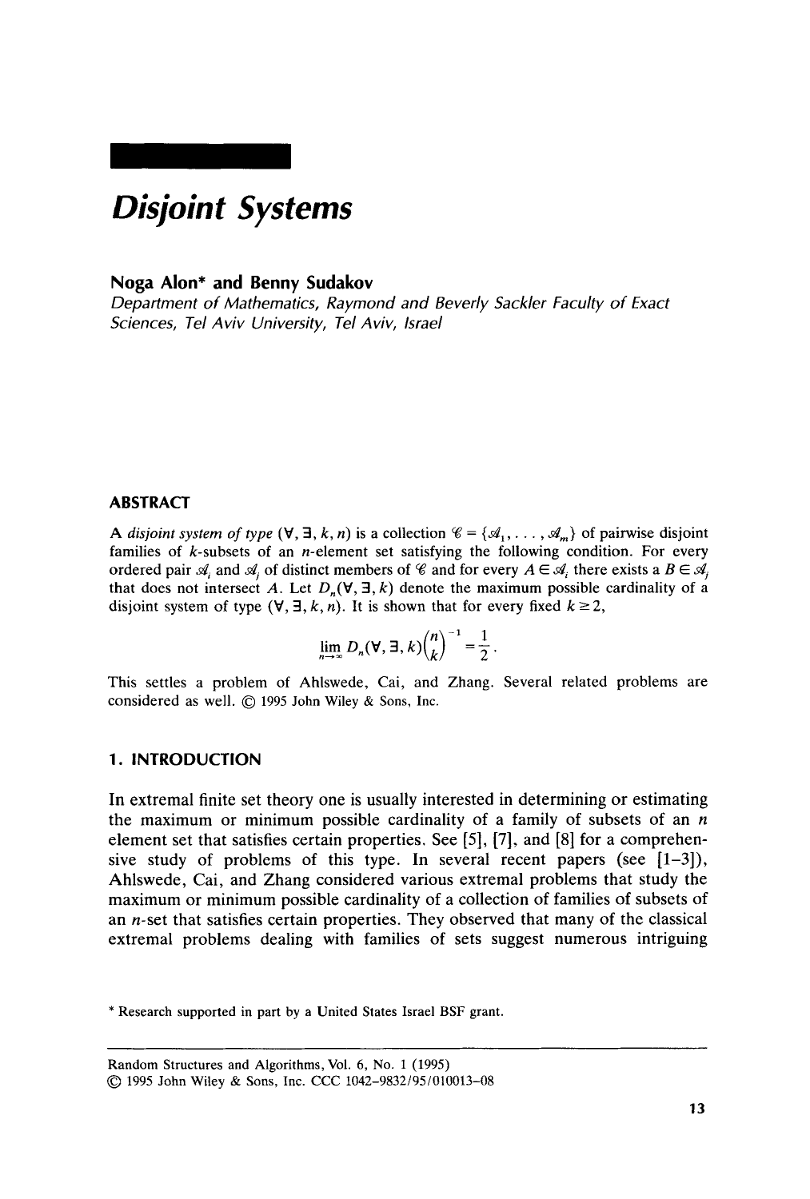# Disjoint Systems

**Noga Alon\* and Benny Sudakov**

*Department of Mathematics, Raymond and Beverly Sackler Faculty of Exact Sciences, Tel Aviv University, Tel Aviv, Israel*

## ABSTRACT

A *disjoint system of type* $(\forall, \exists, k, n)$ is a collection $\mathscr{C} = \{\mathscr{A}_1, \ldots, \mathscr{A}_m\}$ of pairwise disjoint families of $k$-subsets of an $n$-element set satisfying the following condition. For every ordered pair $\mathscr{A}_i$ and $\mathscr{A}_j$ of distinct members of $\mathscr{C}$ and for every $A \in \mathscr{A}_i$ there exists a $B \in \mathscr{A}_j$ that does not intersect $A$. Let $D_n(\forall, \exists, k)$ denote the maximum possible cardinality of a disjoint system of type $(\forall, \exists, k, n)$. It is shown that for every fixed $k \geq 2$,

$$\lim_{n \to \infty} D_n(\forall, \exists, k)\binom{n}{k}^{-1} = \frac{1}{2}.$$

This settles a problem of Ahlswede, Cai, and Zhang. Several related problems are considered as well. © 1995 John Wiley & Sons, Inc.

## 1. INTRODUCTION

In extremal finite set theory one is usually interested in determining or estimating the maximum or minimum possible cardinality of a family of subsets of an $n$ element set that satisfies certain properties. See [5], [7], and [8] for a comprehensive study of problems of this type. In several recent papers (see [1–3]), Ahlswede, Cai, and Zhang considered various extremal problems that study the maximum or minimum possible cardinality of a collection of families of subsets of an $n$-set that satisfies certain properties. They observed that many of the classical extremal problems dealing with families of sets suggest numerous intriguing

\* Research supported in part by a United States Israel BSF grant.

Random Structures and Algorithms, Vol. 6, No. 1 (1995)
© 1995 John Wiley & Sons, Inc. CCC 1042-9832/95/010013-08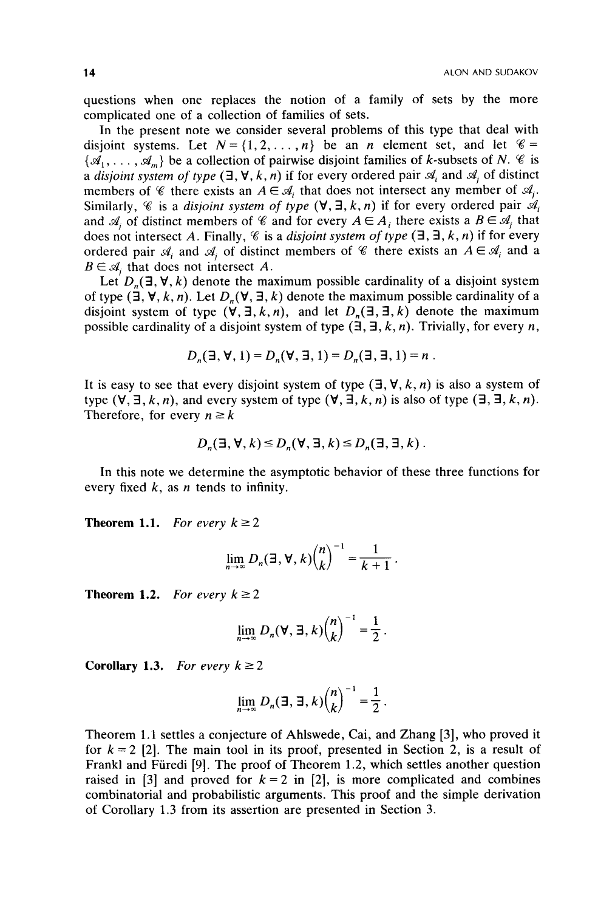questions when one replaces the notion of a family of sets by the more complicated one of a collection of families of sets.

In the present note we consider several problems of this type that deal with disjoint systems. Let $N = \{1, 2, \dots, n\}$ be an $n$ element set, and let $\mathscr{C} = \{\mathscr{A}_1, \dots, \mathscr{A}_m\}$ be a collection of pairwise disjoint families of $k$-subsets of $N$. $\mathscr{C}$ is a *disjoint system of type* $(\exists, \forall, k, n)$ if for every ordered pair $\mathscr{A}_i$ and $\mathscr{A}_j$ of distinct members of $\mathscr{C}$ there exists an $A \in \mathscr{A}_i$ that does not intersect any member of $\mathscr{A}_j$. Similarly, $\mathscr{C}$ is a *disjoint system of type* $(\forall, \exists, k, n)$ if for every ordered pair $\mathscr{A}_i$ and $\mathscr{A}_j$ of distinct members of $\mathscr{C}$ and for every $A \in A_i$ there exists a $B \in \mathscr{A}_j$ that does not intersect $A$. Finally, $\mathscr{C}$ is a *disjoint system of type* $(\exists, \exists, k, n)$ if for every ordered pair $\mathscr{A}_i$ and $\mathscr{A}_j$ of distinct members of $\mathscr{C}$ there exists an $A \in \mathscr{A}_i$ and a $B \in \mathscr{A}_j$ that does not intersect $A$.

Let $D_n(\exists, \forall, k)$ denote the maximum possible cardinality of a disjoint system of type $(\exists, \forall, k, n)$. Let $D_n(\forall, \exists, k)$ denote the maximum possible cardinality of a disjoint system of type $(\forall, \exists, k, n)$, and let $D_n(\exists, \exists, k)$ denote the maximum possible cardinality of a disjoint system of type $(\exists, \exists, k, n)$. Trivially, for every $n$,

$$D_n(\exists, \forall, 1) = D_n(\forall, \exists, 1) = D_n(\exists, \exists, 1) = n .$$

It is easy to see that every disjoint system of type $(\exists, \forall, k, n)$ is also a system of type $(\forall, \exists, k, n)$, and every system of type $(\forall, \exists, k, n)$ is also of type $(\exists, \exists, k, n)$. Therefore, for every $n \geq k$

$$D_n(\exists, \forall, k) \leq D_n(\forall, \exists, k) \leq D_n(\exists, \exists, k) .$$

In this note we determine the asymptotic behavior of these three functions for every fixed $k$, as $n$ tends to infinity.

**Theorem 1.1.** *For every $k \geq 2$*

$$\lim_{n\to\infty} D_n(\exists, \forall, k)\binom{n}{k}^{-1} = \frac{1}{k+1} .$$

**Theorem 1.2.** *For every $k \geq 2$*

$$\lim_{n\to\infty} D_n(\forall, \exists, k)\binom{n}{k}^{-1} = \frac{1}{2} .$$

**Corollary 1.3.** *For every $k \geq 2$*

$$\lim_{n\to\infty} D_n(\exists, \exists, k)\binom{n}{k}^{-1} = \frac{1}{2} .$$

Theorem 1.1 settles a conjecture of Ahlswede, Cai, and Zhang [3], who proved it for $k = 2$ [2]. The main tool in its proof, presented in Section 2, is a result of Frankl and Füredi [9]. The proof of Theorem 1.2, which settles another question raised in [3] and proved for $k = 2$ in [2], is more complicated and combines combinatorial and probabilistic arguments. This proof and the simple derivation of Corollary 1.3 from its assertion are presented in Section 3.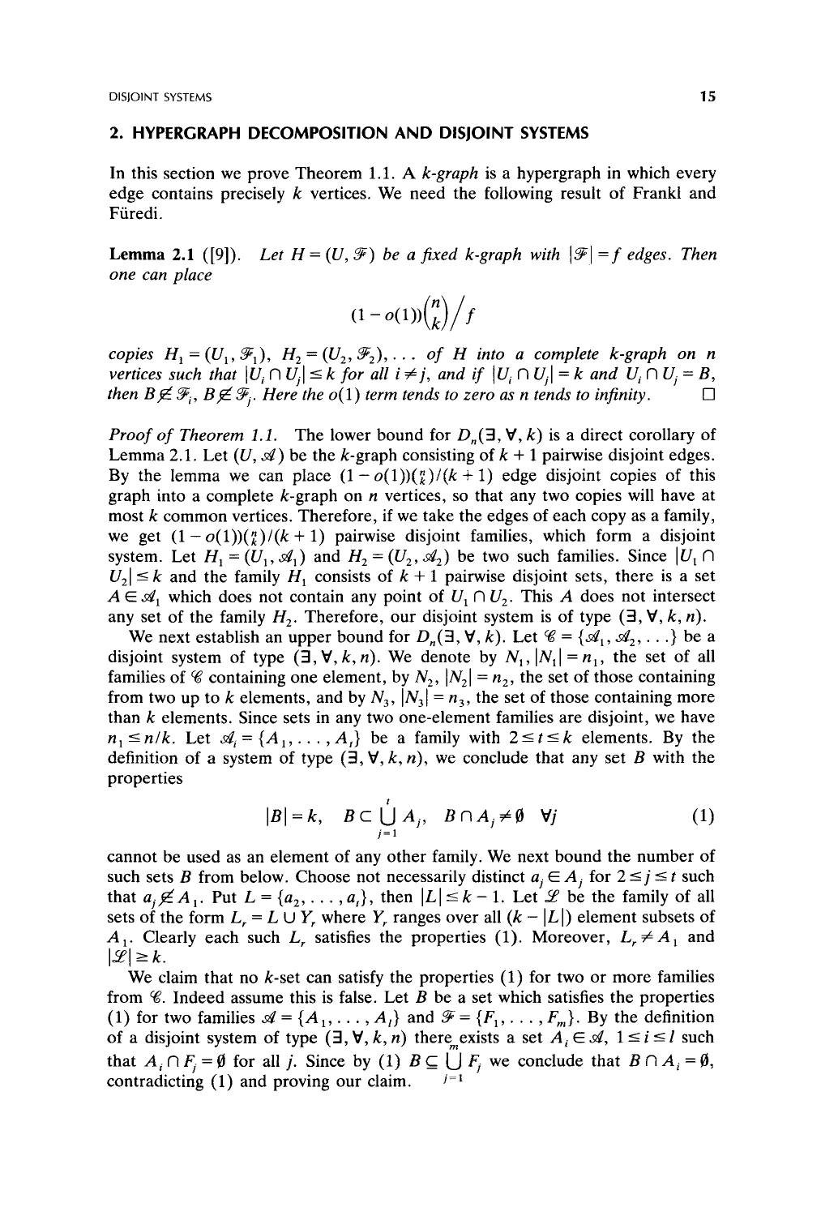## 2. HYPERGRAPH DECOMPOSITION AND DISJOINT SYSTEMS

In this section we prove Theorem 1.1. A *k-graph* is a hypergraph in which every edge contains precisely $k$ vertices. We need the following result of Frankl and Füredi.

**Lemma 2.1** ([9]). *Let $H = (U, \mathcal{F})$ be a fixed k-graph with $|\mathcal{F}| = f$ edges. Then one can place*

$$(1 - o(1))\binom{n}{k}\Big/f$$

*copies $H_1 = (U_1, \mathcal{F}_1)$, $H_2 = (U_2, \mathcal{F}_2), \ldots$ of $H$ into a complete k-graph on n vertices such that $|U_i \cap U_j| \leq k$ for all $i \neq j$, and if $|U_i \cap U_j| = k$ and $U_i \cap U_j = B$, then $B \notin \mathcal{F}_i$, $B \notin \mathcal{F}_j$. Here the $o(1)$ term tends to zero as n tends to infinity.* □

*Proof of Theorem 1.1.* The lower bound for $D_n(\exists, \forall, k)$ is a direct corollary of Lemma 2.1. Let $(U, \mathcal{A})$ be the $k$-graph consisting of $k+1$ pairwise disjoint edges. By the lemma we can place $(1 - o(1))\binom{n}{k}/(k+1)$ edge disjoint copies of this graph into a complete $k$-graph on $n$ vertices, so that any two copies will have at most $k$ common vertices. Therefore, if we take the edges of each copy as a family, we get $(1 - o(1))\binom{n}{k}/(k+1)$ pairwise disjoint families, which form a disjoint system. Let $H_1 = (U_1, \mathcal{A}_1)$ and $H_2 = (U_2, \mathcal{A}_2)$ be two such families. Since $|U_1 \cap U_2| \leq k$ and the family $H_1$ consists of $k+1$ pairwise disjoint sets, there is a set $A \in \mathcal{A}_1$ which does not contain any point of $U_1 \cap U_2$. This $A$ does not intersect any set of the family $H_2$. Therefore, our disjoint system is of type $(\exists, \forall, k, n)$.

We next establish an upper bound for $D_n(\exists, \forall, k)$. Let $\mathcal{C} = \{\mathcal{A}_1, \mathcal{A}_2, \ldots\}$ be a disjoint system of type $(\exists, \forall, k, n)$. We denote by $N_1, |N_1| = n_1$, the set of all families of $\mathcal{C}$ containing one element, by $N_2, |N_2| = n_2$, the set of those containing from two up to $k$ elements, and by $N_3, |N_3| = n_3$, the set of those containing more than $k$ elements. Since sets in any two one-element families are disjoint, we have $n_1 \leq n/k$. Let $\mathcal{A}_i = \{A_1, \ldots, A_t\}$ be a family with $2 \leq t \leq k$ elements. By the definition of a system of type $(\exists, \forall, k, n)$, we conclude that any set $B$ with the properties

$$|B| = k, \quad B \subset \bigcup_{j=1}^{t} A_j, \quad B \cap A_j \neq \emptyset \quad \forall j \tag{1}$$

cannot be used as an element of any other family. We next bound the number of such sets $B$ from below. Choose not necessarily distinct $a_j \in A_j$ for $2 \leq j \leq t$ such that $a_j \notin A_1$. Put $L = \{a_2, \ldots, a_t\}$, then $|L| \leq k-1$. Let $\mathcal{L}$ be the family of all sets of the form $L_r = L \cup Y_r$ where $Y_r$ ranges over all $(k - |L|)$ element subsets of $A_1$. Clearly each such $L_r$ satisfies the properties (1). Moreover, $L_r \neq A_1$ and $|\mathcal{L}| \geq k$.

We claim that no $k$-set can satisfy the properties (1) for two or more families from $\mathcal{C}$. Indeed assume this is false. Let $B$ be a set which satisfies the properties (1) for two families $\mathcal{A} = \{A_1, \ldots, A_l\}$ and $\mathcal{F} = \{F_1, \ldots, F_m\}$. By the definition of a disjoint system of type $(\exists, \forall, k, n)$ there exists a set $A_i \in \mathcal{A}$, $1 \leq i \leq l$ such that $A_i \cap F_j = \emptyset$ for all $j$. Since by (1) $B \subseteq \bigcup_{j=1}^{m} F_j$ we conclude that $B \cap A_i = \emptyset$, contradicting (1) and proving our claim.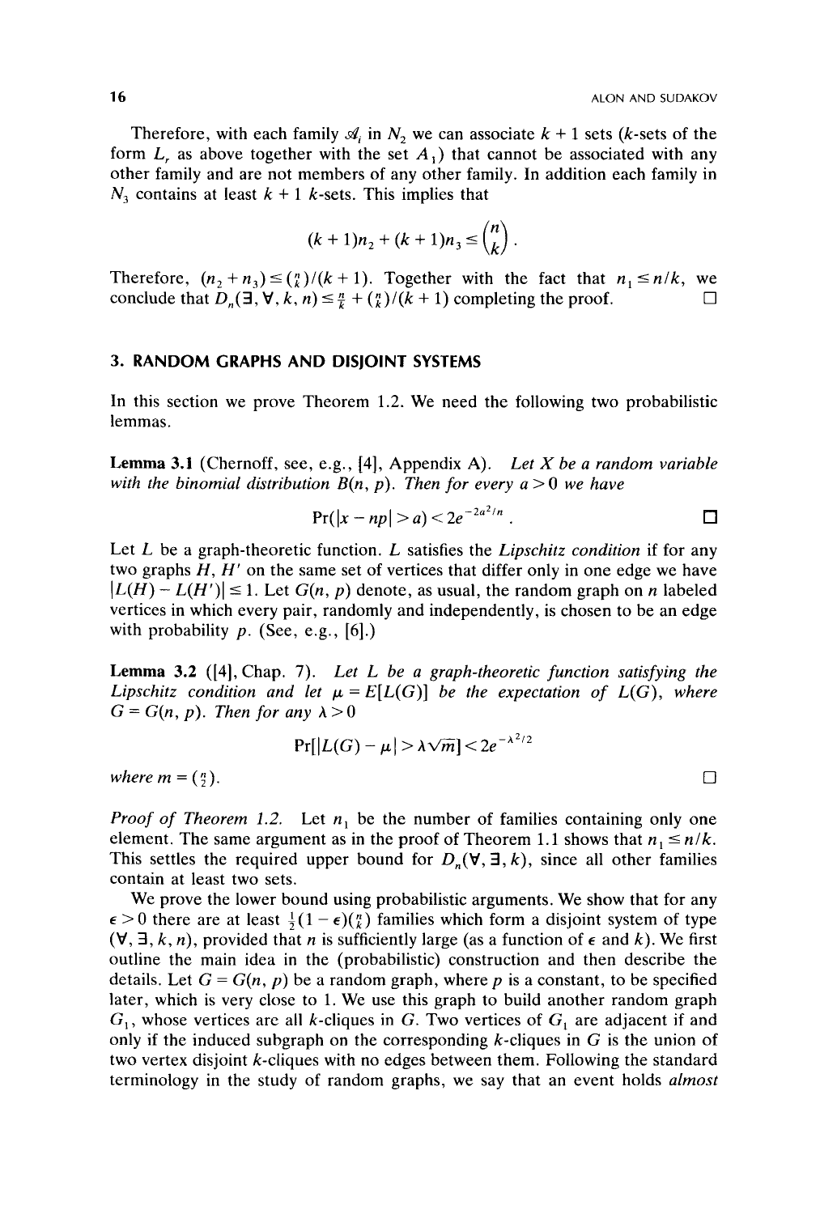Therefore, with each family $\mathcal{A}_i$ in $N_2$ we can associate $k+1$ sets ($k$-sets of the form $L_r$ as above together with the set $A_1$) that cannot be associated with any other family and are not members of any other family. In addition each family in $N_3$ contains at least $k+1$ $k$-sets. This implies that

$$(k+1)n_2 + (k+1)n_3 \le \binom{n}{k}.$$

Therefore, $(n_2 + n_3) \le \binom{n}{k}/(k+1)$. Together with the fact that $n_1 \le n/k$, we conclude that $D_n(\exists, \forall, k, n) \le \frac{n}{k} + \binom{n}{k}/(k+1)$ completing the proof. □

## 3. RANDOM GRAPHS AND DISJOINT SYSTEMS

In this section we prove Theorem 1.2. We need the following two probabilistic lemmas.

**Lemma 3.1** (Chernoff, see, e.g., [4], Appendix A). *Let $X$ be a random variable with the binomial distribution $B(n, p)$. Then for every $a > 0$ we have*

$$\Pr(|x - np| > a) < 2e^{-2a^2/n}. \qquad \square$$

Let $L$ be a graph-theoretic function. $L$ satisfies the *Lipschitz condition* if for any two graphs $H$, $H'$ on the same set of vertices that differ only in one edge we have $|L(H) - L(H')| \le 1$. Let $G(n, p)$ denote, as usual, the random graph on $n$ labeled vertices in which every pair, randomly and independently, is chosen to be an edge with probability $p$. (See, e.g., [6].)

**Lemma 3.2** ([4], Chap. 7). *Let $L$ be a graph-theoretic function satisfying the Lipschitz condition and let $\mu = E[L(G)]$ be the expectation of $L(G)$, where $G = G(n, p)$. Then for any $\lambda > 0$*

$$\Pr[|L(G) - \mu| > \lambda\sqrt{m}] < 2e^{-\lambda^2/2}$$

*where $m = \binom{n}{2}$.* □

*Proof of Theorem 1.2.* Let $n_1$ be the number of families containing only one element. The same argument as in the proof of Theorem 1.1 shows that $n_1 \le n/k$. This settles the required upper bound for $D_n(\forall, \exists, k)$, since all other families contain at least two sets.

We prove the lower bound using probabilistic arguments. We show that for any $\epsilon > 0$ there are at least $\frac{1}{2}(1-\epsilon)\binom{n}{k}$ families which form a disjoint system of type $(\forall, \exists, k, n)$, provided that $n$ is sufficiently large (as a function of $\epsilon$ and $k$). We first outline the main idea in the (probabilistic) construction and then describe the details. Let $G = G(n, p)$ be a random graph, where $p$ is a constant, to be specified later, which is very close to 1. We use this graph to build another random graph $G_1$, whose vertices are all $k$-cliques in $G$. Two vertices of $G_1$ are adjacent if and only if the induced subgraph on the corresponding $k$-cliques in $G$ is the union of two vertex disjoint $k$-cliques with no edges between them. Following the standard terminology in the study of random graphs, we say that an event holds *almost*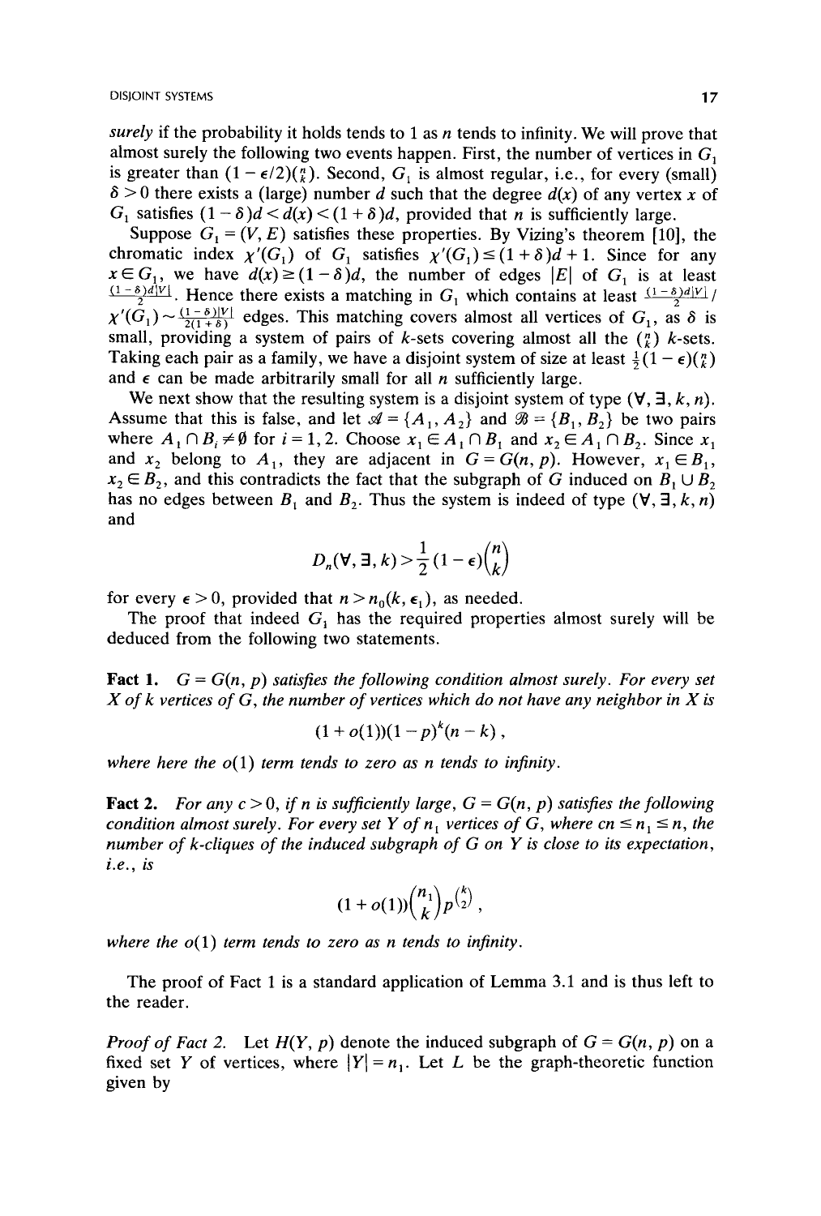*surely* if the probability it holds tends to 1 as $n$ tends to infinity. We will prove that almost surely the following two events happen. First, the number of vertices in $G_1$ is greater than $(1-\epsilon/2)\binom{n}{k}$. Second, $G_1$ is almost regular, i.e., for every (small) $\delta > 0$ there exists a (large) number $d$ such that the degree $d(x)$ of any vertex $x$ of $G_1$ satisfies $(1-\delta)d < d(x) < (1+\delta)d$, provided that $n$ is sufficiently large.

Suppose $G_1 = (V, E)$ satisfies these properties. By Vizing's theorem [10], the chromatic index $\chi'(G_1)$ of $G_1$ satisfies $\chi'(G_1) \le (1+\delta)d + 1$. Since for any $x \in G_1$, we have $d(x) \ge (1-\delta)d$, the number of edges $|E|$ of $G_1$ is at least $\frac{(1-\delta)d|V|}{2}$. Hence there exists a matching in $G_1$ which contains at least $\frac{(1-\delta)d|V|}{2} / \chi'(G_1) \sim \frac{(1-\delta)|V|}{2(1+\delta)}$ edges. This matching covers almost all vertices of $G_1$, as $\delta$ is small, providing a system of pairs of $k$-sets covering almost all the $\binom{n}{k}$ $k$-sets. Taking each pair as a family, we have a disjoint system of size at least $\frac{1}{2}(1-\epsilon)\binom{n}{k}$ and $\epsilon$ can be made arbitrarily small for all $n$ sufficiently large.

We next show that the resulting system is a disjoint system of type $(\forall, \exists, k, n)$. Assume that this is false, and let $\mathcal{A} = \{A_1, A_2\}$ and $\mathcal{B} = \{B_1, B_2\}$ be two pairs where $A_1 \cap B_i \ne \emptyset$ for $i = 1, 2$. Choose $x_1 \in A_1 \cap B_1$ and $x_2 \in A_1 \cap B_2$. Since $x_1$ and $x_2$ belong to $A_1$, they are adjacent in $G = G(n, p)$. However, $x_1 \in B_1$, $x_2 \in B_2$, and this contradicts the fact that the subgraph of $G$ induced on $B_1 \cup B_2$ has no edges between $B_1$ and $B_2$. Thus the system is indeed of type $(\forall, \exists, k, n)$ and

$$D_n(\forall, \exists, k) > \frac{1}{2}(1-\epsilon)\binom{n}{k}$$

for every $\epsilon > 0$, provided that $n > n_0(k, \epsilon_1)$, as needed.

The proof that indeed $G_1$ has the required properties almost surely will be deduced from the following two statements.

**Fact 1.** *$G = G(n, p)$ satisfies the following condition almost surely. For every set $X$ of $k$ vertices of $G$, the number of vertices which do not have any neighbor in $X$ is*

$$(1 + o(1))(1-p)^k(n-k),$$

*where here the $o(1)$ term tends to zero as $n$ tends to infinity.*

**Fact 2.** *For any $c > 0$, if $n$ is sufficiently large, $G = G(n, p)$ satisfies the following condition almost surely. For every set $Y$ of $n_1$ vertices of $G$, where $cn \le n_1 \le n$, the number of $k$-cliques of the induced subgraph of $G$ on $Y$ is close to its expectation, i.e., is*

$$(1 + o(1))\binom{n_1}{k}p^{\binom{k}{2}},$$

*where the $o(1)$ term tends to zero as $n$ tends to infinity.*

The proof of Fact 1 is a standard application of Lemma 3.1 and is thus left to the reader.

*Proof of Fact 2.* Let $H(Y, p)$ denote the induced subgraph of $G = G(n, p)$ on a fixed set $Y$ of vertices, where $|Y| = n_1$. Let $L$ be the graph-theoretic function given by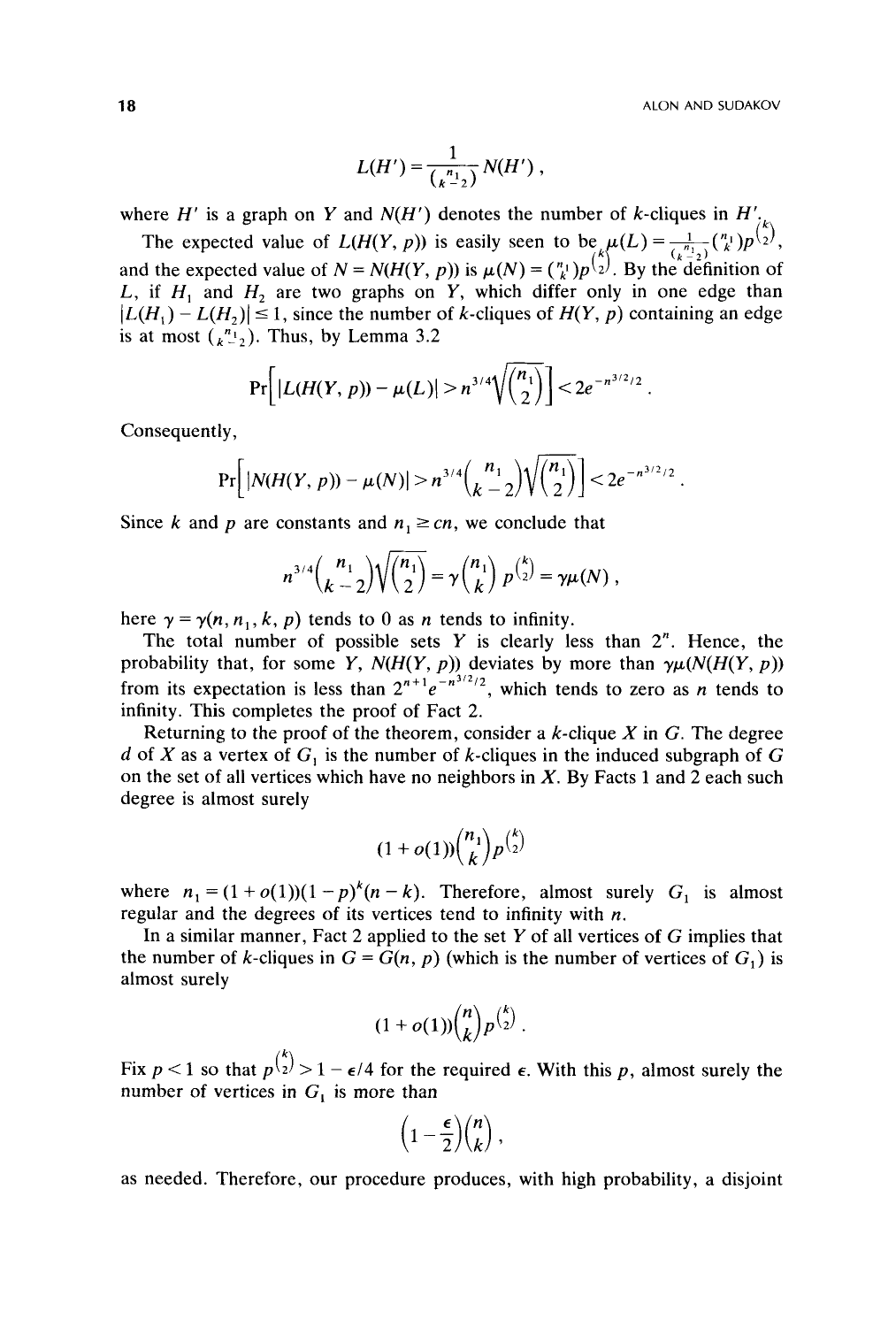$$L(H') = \frac{1}{\binom{n_1}{k-2}} N(H'),$$

where $H'$ is a graph on $Y$ and $N(H')$ denotes the number of $k$-cliques in $H'$.

The expected value of $L(H(Y, p))$ is easily seen to be $\mu(L) = \frac{1}{\binom{n_1}{k-2}} \binom{n_1}{k} p^{\binom{k}{2}}$, and the expected value of $N = N(H(Y, p))$ is $\mu(N) = \binom{n_1}{k} p^{\binom{k}{2}}$. By the definition of $L$, if $H_1$ and $H_2$ are two graphs on $Y$, which differ only in one edge than $|L(H_1) - L(H_2)| \leq 1$, since the number of $k$-cliques of $H(Y, p)$ containing an edge is at most $\binom{n_1}{k-2}$. Thus, by Lemma 3.2

$$\Pr\left[|L(H(Y, p)) - \mu(L)| > n^{3/4}\sqrt{\binom{n_1}{2}}\right] < 2e^{-n^{3/2}/2}.$$

Consequently,

$$\Pr\left[|N(H(Y, p)) - \mu(N)| > n^{3/4}\binom{n_1}{k-2}\sqrt{\binom{n_1}{2}}\right] < 2e^{-n^{3/2}/2}.$$

Since $k$ and $p$ are constants and $n_1 \geq cn$, we conclude that

$$n^{3/4}\binom{n_1}{k-2}\sqrt{\binom{n_1}{2}} = \gamma \binom{n_1}{k} p^{\binom{k}{2}} = \gamma\mu(N),$$

here $\gamma = \gamma(n, n_1, k, p)$ tends to 0 as $n$ tends to infinity.

The total number of possible sets $Y$ is clearly less than $2^n$. Hence, the probability that, for some $Y$, $N(H(Y, p))$ deviates by more than $\gamma\mu(N(H(Y, p))$ from its expectation is less than $2^{n+1}e^{-n^{3/2}/2}$, which tends to zero as $n$ tends to infinity. This completes the proof of Fact 2.

Returning to the proof of the theorem, consider a $k$-clique $X$ in $G$. The degree $d$ of $X$ as a vertex of $G_1$ is the number of $k$-cliques in the induced subgraph of $G$ on the set of all vertices which have no neighbors in $X$. By Facts 1 and 2 each such degree is almost surely

$$(1 + o(1))\binom{n_1}{k} p^{\binom{k}{2}}$$

where $n_1 = (1 + o(1))(1 - p)^k(n - k)$. Therefore, almost surely $G_1$ is almost regular and the degrees of its vertices tend to infinity with $n$.

In a similar manner, Fact 2 applied to the set $Y$ of all vertices of $G$ implies that the number of $k$-cliques in $G = G(n, p)$ (which is the number of vertices of $G_1$) is almost surely

$$(1 + o(1))\binom{n}{k} p^{\binom{k}{2}}.$$

Fix $p < 1$ so that $p^{\binom{k}{2}} > 1 - \epsilon/4$ for the required $\epsilon$. With this $p$, almost surely the number of vertices in $G_1$ is more than

$$\left(1 - \frac{\epsilon}{2}\right)\binom{n}{k},$$

as needed. Therefore, our procedure produces, with high probability, a disjoint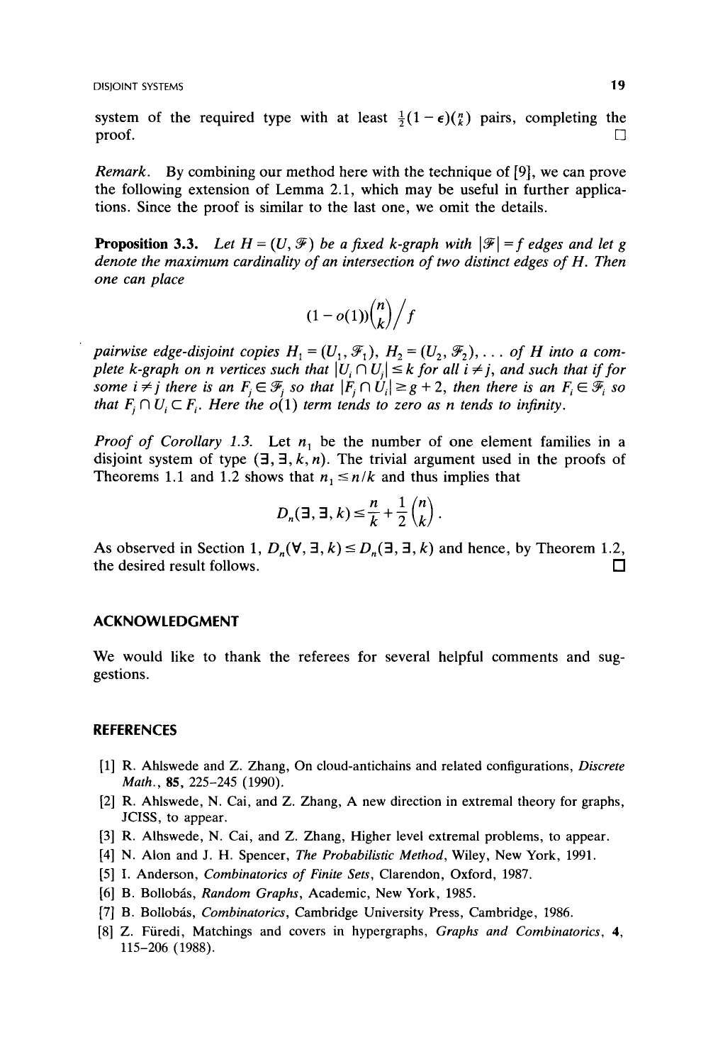system of the required type with at least $\frac{1}{2}(1-\epsilon)\binom{n}{k}$ pairs, completing the proof. □

*Remark.* By combining our method here with the technique of [9], we can prove the following extension of Lemma 2.1, which may be useful in further applications. Since the proof is similar to the last one, we omit the details.

**Proposition 3.3.** *Let $H = (U, \mathcal{F})$ be a fixed k-graph with $|\mathcal{F}| = f$ edges and let g denote the maximum cardinality of an intersection of two distinct edges of H. Then one can place*

$$(1 - o(1))\binom{n}{k}\Big/ f$$

*pairwise edge-disjoint copies $H_1 = (U_1, \mathcal{F}_1)$, $H_2 = (U_2, \mathcal{F}_2), \ldots$ of H into a complete k-graph on n vertices such that $|U_i \cap U_j| \leq k$ for all $i \neq j$, and such that if for some $i \neq j$ there is an $F_j \in \mathcal{F}_j$ so that $|F_j \cap U_i| \geq g + 2$, then there is an $F_i \in \mathcal{F}_i$ so that $F_j \cap U_i \subset F_i$. Here the $o(1)$ term tends to zero as n tends to infinity.*

*Proof of Corollary 1.3.* Let $n_1$ be the number of one element families in a disjoint system of type $(\exists, \exists, k, n)$. The trivial argument used in the proofs of Theorems 1.1 and 1.2 shows that $n_1 \leq n/k$ and thus implies that

$$D_n(\exists, \exists, k) \leq \frac{n}{k} + \frac{1}{2}\binom{n}{k}.$$

As observed in Section 1, $D_n(\forall, \exists, k) \leq D_n(\exists, \exists, k)$ and hence, by Theorem 1.2, the desired result follows. □

## ACKNOWLEDGMENT

We would like to thank the referees for several helpful comments and suggestions.

## REFERENCES

[1] R. Ahlswede and Z. Zhang, On cloud-antichains and related configurations, *Discrete Math.*, **85**, 225–245 (1990).

[2] R. Ahlswede, N. Cai, and Z. Zhang, A new direction in extremal theory for graphs, JCISS, to appear.

[3] R. Alhswede, N. Cai, and Z. Zhang, Higher level extremal problems, to appear.

[4] N. Alon and J. H. Spencer, *The Probabilistic Method*, Wiley, New York, 1991.

[5] I. Anderson, *Combinatorics of Finite Sets*, Clarendon, Oxford, 1987.

[6] B. Bollobás, *Random Graphs*, Academic, New York, 1985.

[7] B. Bollobás, *Combinatorics*, Cambridge University Press, Cambridge, 1986.

[8] Z. Füredi, Matchings and covers in hypergraphs, *Graphs and Combinatorics*, **4**, 115–206 (1988).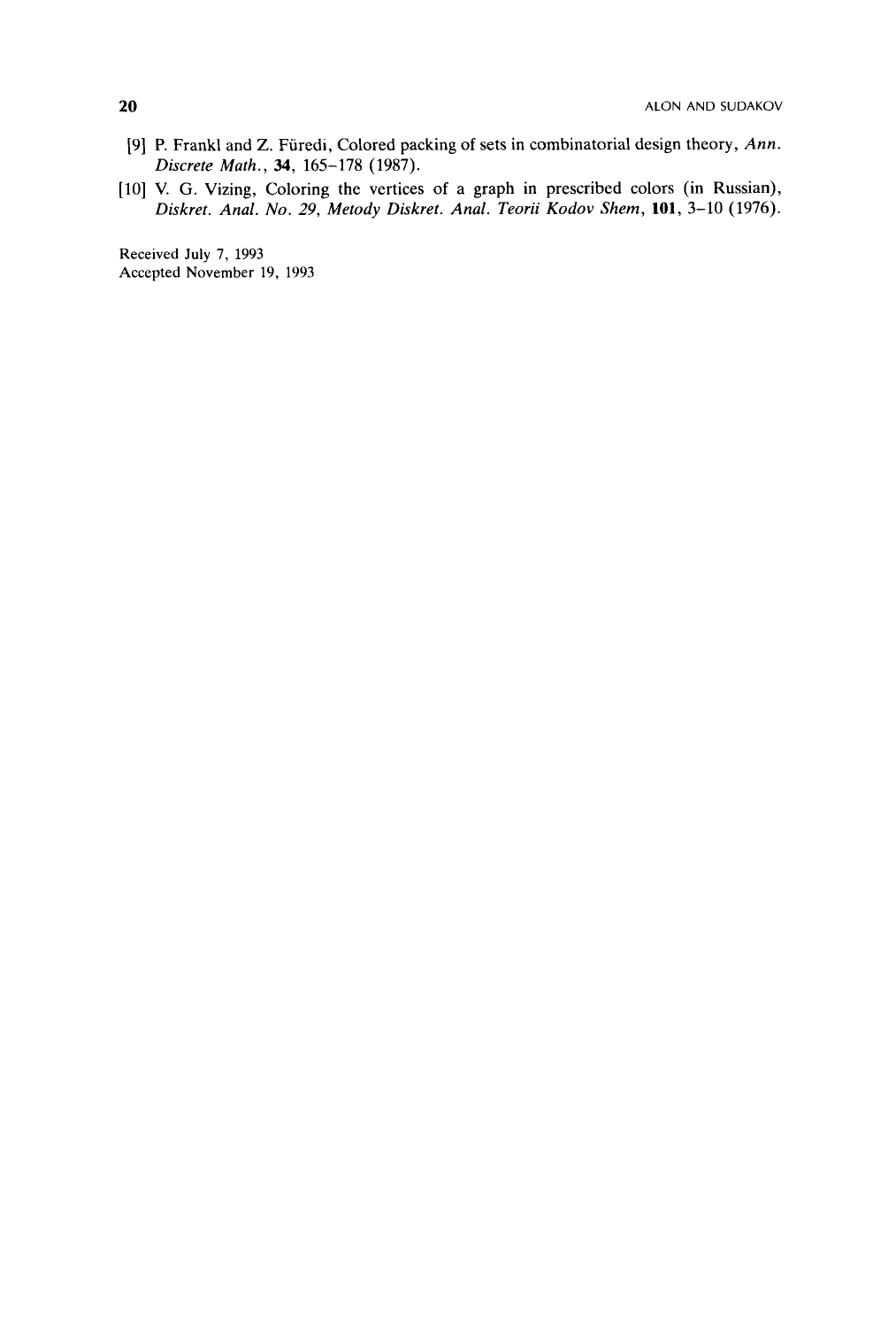[9] P. Frankl and Z. Füredi, Colored packing of sets in combinatorial design theory, *Ann. Discrete Math.*, **34**, 165–178 (1987).

[10] V. G. Vizing, Coloring the vertices of a graph in prescribed colors (in Russian), *Diskret. Anal. No. 29, Metody Diskret. Anal. Teorii Kodov Shem*, **101**, 3–10 (1976).

Received July 7, 1993
Accepted November 19, 1993